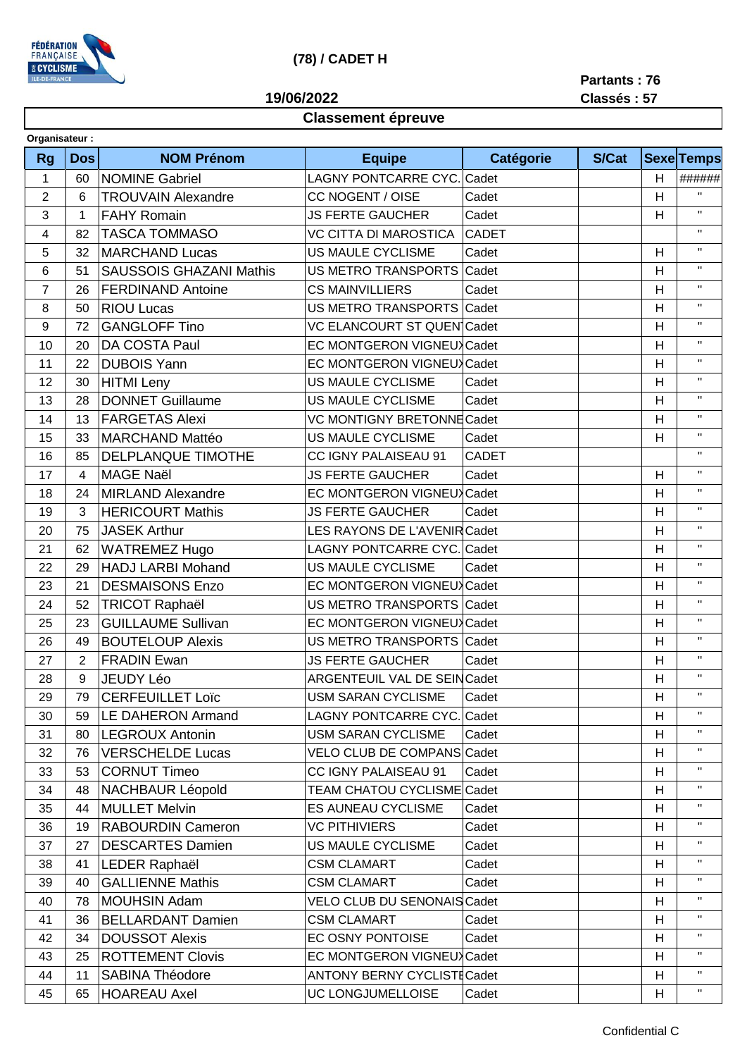# (78) / CADET H

**19/06/2022**

**Partants : 76**
**Classés : 57**

## Classement épreuve

**Organisateur :**

| Rg | Dos | NOM Prénom | Equipe | Catégorie | S/Cat | Sexe | Temps |
|---|---|---|---|---|---|---|---|
| 1 | 60 | NOMINE Gabriel | LAGNY PONTCARRE CYC. | Cadet | | H | ###### |
| 2 | 6 | TROUVAIN Alexandre | CC NOGENT / OISE | Cadet | | H | " |
| 3 | 1 | FAHY Romain | JS FERTE GAUCHER | Cadet | | H | " |
| 4 | 82 | TASCA TOMMASO | VC CITTA DI MAROSTICA | CADET | | | " |
| 5 | 32 | MARCHAND Lucas | US MAULE CYCLISME | Cadet | | H | " |
| 6 | 51 | SAUSSOIS GHAZANI Mathis | US METRO TRANSPORTS | Cadet | | H | " |
| 7 | 26 | FERDINAND Antoine | CS MAINVILLIERS | Cadet | | H | " |
| 8 | 50 | RIOU Lucas | US METRO TRANSPORTS | Cadet | | H | " |
| 9 | 72 | GANGLOFF Tino | VC ELANCOURT ST QUEN | Cadet | | H | " |
| 10 | 20 | DA COSTA Paul | EC MONTGERON VIGNEU | Cadet | | H | " |
| 11 | 22 | DUBOIS Yann | EC MONTGERON VIGNEU | Cadet | | H | " |
| 12 | 30 | HITMI Leny | US MAULE CYCLISME | Cadet | | H | " |
| 13 | 28 | DONNET Guillaume | US MAULE CYCLISME | Cadet | | H | " |
| 14 | 13 | FARGETAS Alexi | VC MONTIGNY BRETONNE | Cadet | | H | " |
| 15 | 33 | MARCHAND Mattéo | US MAULE CYCLISME | Cadet | | H | " |
| 16 | 85 | DELPLANQUE TIMOTHE | CC IGNY PALAISEAU 91 | CADET | | | " |
| 17 | 4 | MAGE Naël | JS FERTE GAUCHER | Cadet | | H | " |
| 18 | 24 | MIRLAND Alexandre | EC MONTGERON VIGNEU | Cadet | | H | " |
| 19 | 3 | HERICOURT Mathis | JS FERTE GAUCHER | Cadet | | H | " |
| 20 | 75 | JASEK Arthur | LES RAYONS DE L'AVENIR | Cadet | | H | " |
| 21 | 62 | WATREMEZ Hugo | LAGNY PONTCARRE CYC. | Cadet | | H | " |
| 22 | 29 | HADJ LARBI Mohand | US MAULE CYCLISME | Cadet | | H | " |
| 23 | 21 | DESMAISONS Enzo | EC MONTGERON VIGNEU | Cadet | | H | " |
| 24 | 52 | TRICOT Raphaël | US METRO TRANSPORTS | Cadet | | H | " |
| 25 | 23 | GUILLAUME Sullivan | EC MONTGERON VIGNEU | Cadet | | H | " |
| 26 | 49 | BOUTELOUP Alexis | US METRO TRANSPORTS | Cadet | | H | " |
| 27 | 2 | FRADIN Ewan | JS FERTE GAUCHER | Cadet | | H | " |
| 28 | 9 | JEUDY Léo | ARGENTEUIL VAL DE SEIN | Cadet | | H | " |
| 29 | 79 | CERFEUILLET Loïc | USM SARAN CYCLISME | Cadet | | H | " |
| 30 | 59 | LE DAHERON Armand | LAGNY PONTCARRE CYC. | Cadet | | H | " |
| 31 | 80 | LEGROUX Antonin | USM SARAN CYCLISME | Cadet | | H | " |
| 32 | 76 | VERSCHELDE Lucas | VELO CLUB DE COMPANS | Cadet | | H | " |
| 33 | 53 | CORNUT Timeo | CC IGNY PALAISEAU 91 | Cadet | | H | " |
| 34 | 48 | NACHBAUR Léopold | TEAM CHATOU CYCLISME | Cadet | | H | " |
| 35 | 44 | MULLET Melvin | ES AUNEAU CYCLISME | Cadet | | H | " |
| 36 | 19 | RABOURDIN Cameron | VC PITHIVIERS | Cadet | | H | " |
| 37 | 27 | DESCARTES Damien | US MAULE CYCLISME | Cadet | | H | " |
| 38 | 41 | LEDER Raphaël | CSM CLAMART | Cadet | | H | " |
| 39 | 40 | GALLIENNE Mathis | CSM CLAMART | Cadet | | H | " |
| 40 | 78 | MOUHSIN Adam | VELO CLUB DU SENONAIS | Cadet | | H | " |
| 41 | 36 | BELLARDANT Damien | CSM CLAMART | Cadet | | H | " |
| 42 | 34 | DOUSSOT Alexis | EC OSNY PONTOISE | Cadet | | H | " |
| 43 | 25 | ROTTEMENT Clovis | EC MONTGERON VIGNEU | Cadet | | H | " |
| 44 | 11 | SABINA Théodore | ANTONY BERNY CYCLISTE | Cadet | | H | " |
| 45 | 65 | HOAREAU Axel | UC LONGJUMELLOISE | Cadet | | H | " |

Confidential C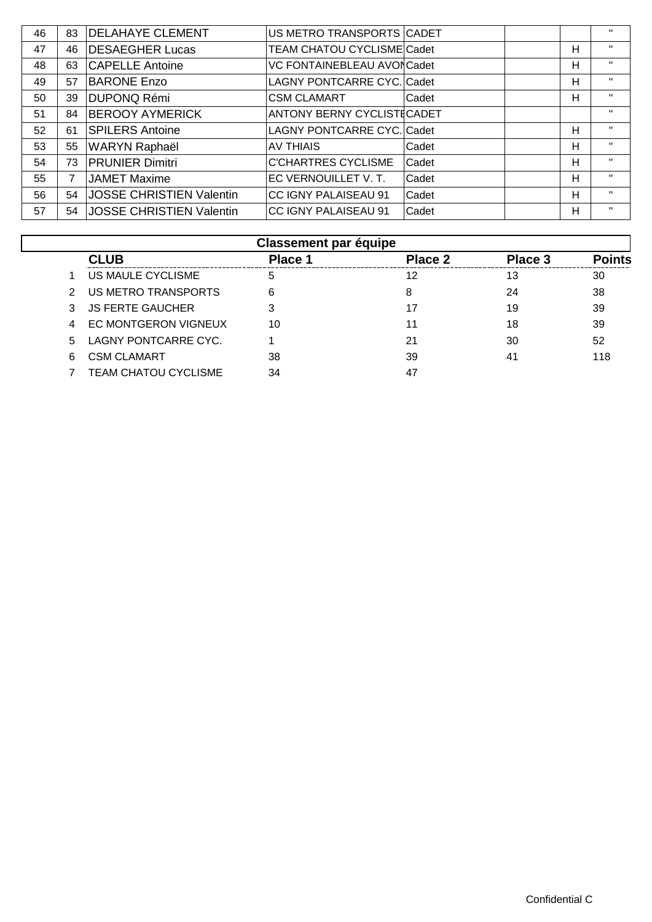| | | | | | | | |
|---|---|---|---|---|---|---|---|
| 46 | 83 | DELAHAYE CLEMENT | US METRO TRANSPORTS | CADET | | | " |
| 47 | 46 | DESAEGHER Lucas | TEAM CHATOU CYCLISME | Cadet | | H | " |
| 48 | 63 | CAPELLE Antoine | VC FONTAINEBLEAU AVON | Cadet | | H | " |
| 49 | 57 | BARONE Enzo | LAGNY PONTCARRE CYC. | Cadet | | H | " |
| 50 | 39 | DUPONQ Rémi | CSM CLAMART | Cadet | | H | " |
| 51 | 84 | BEROOY AYMERICK | ANTONY BERNY CYCLISTE | CADET | | | " |
| 52 | 61 | SPILERS Antoine | LAGNY PONTCARRE CYC. | Cadet | | H | " |
| 53 | 55 | WARYN Raphaël | AV THIAIS | Cadet | | H | " |
| 54 | 73 | PRUNIER Dimitri | C'CHARTRES CYCLISME | Cadet | | H | " |
| 55 | 7 | JAMET Maxime | EC VERNOUILLET V. T. | Cadet | | H | " |
| 56 | 54 | JOSSE CHRISTIEN Valentin | CC IGNY PALAISEAU 91 | Cadet | | H | " |
| 57 | 54 | JOSSE CHRISTIEN Valentin | CC IGNY PALAISEAU 91 | Cadet | | H | " |

## Classement par équipe

| | CLUB | Place 1 | Place 2 | Place 3 | Points |
|---|---|---|---|---|---|
| 1 | US MAULE CYCLISME | 5 | 12 | 13 | 30 |
| 2 | US METRO TRANSPORTS | 6 | 8 | 24 | 38 |
| 3 | JS FERTE GAUCHER | 3 | 17 | 19 | 39 |
| 4 | EC MONTGERON VIGNEUX | 10 | 11 | 18 | 39 |
| 5 | LAGNY PONTCARRE CYC. | 1 | 21 | 30 | 52 |
| 6 | CSM CLAMART | 38 | 39 | 41 | 118 |
| 7 | TEAM CHATOU CYCLISME | 34 | 47 | | |

Confidential C